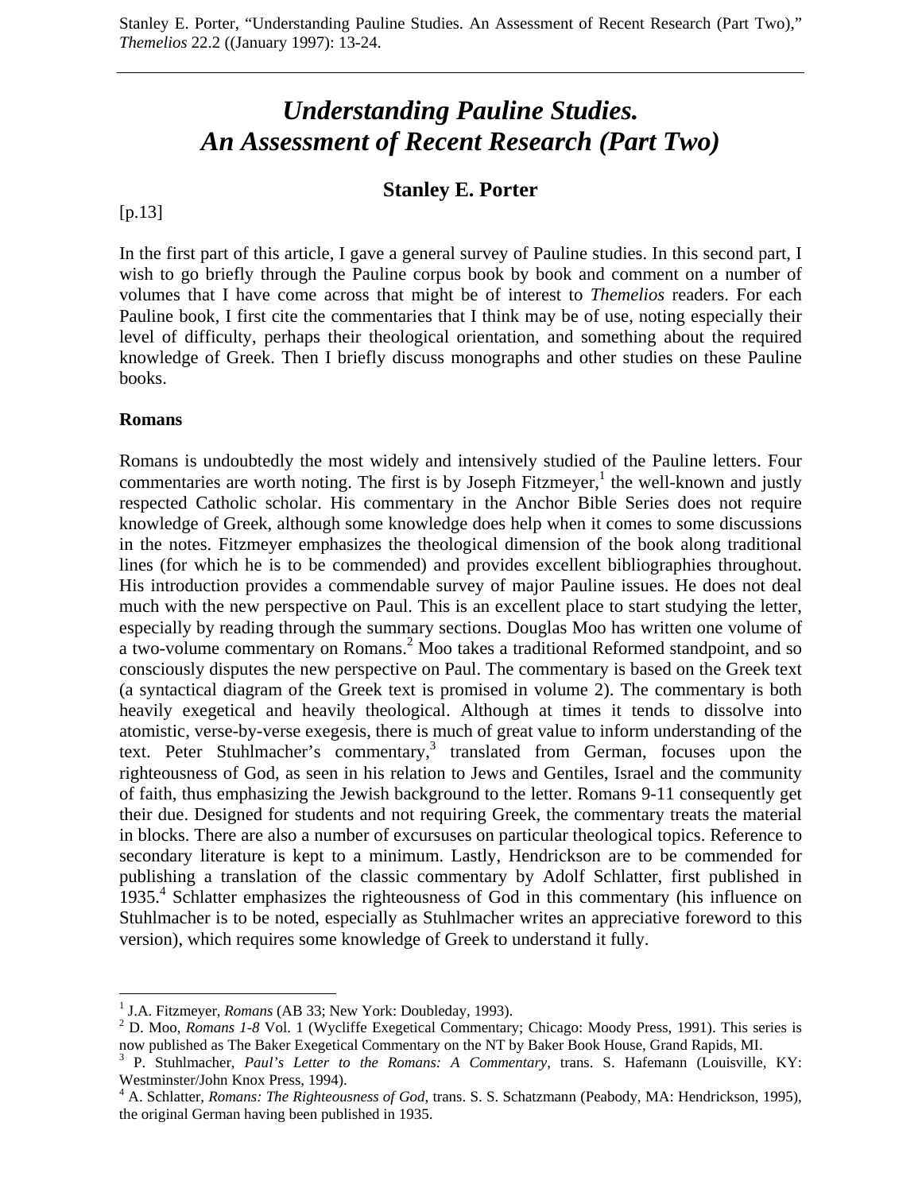Stanley E. Porter, "Understanding Pauline Studies. An Assessment of Recent Research (Part Two)," *Themelios* 22.2 ((January 1997): 13-24.

# *Understanding Pauline Studies. An Assessment of Recent Research (Part Two)*

## Stanley E. Porter

[p.13]

In the first part of this article, I gave a general survey of Pauline studies. In this second part, I wish to go briefly through the Pauline corpus book by book and comment on a number of volumes that I have come across that might be of interest to *Themelios* readers. For each Pauline book, I first cite the commentaries that I think may be of use, noting especially their level of difficulty, perhaps their theological orientation, and something about the required knowledge of Greek. Then I briefly discuss monographs and other studies on these Pauline books.

**Romans**

Romans is undoubtedly the most widely and intensively studied of the Pauline letters. Four commentaries are worth noting. The first is by Joseph Fitzmeyer,[1] the well-known and justly respected Catholic scholar. His commentary in the Anchor Bible Series does not require knowledge of Greek, although some knowledge does help when it comes to some discussions in the notes. Fitzmeyer emphasizes the theological dimension of the book along traditional lines (for which he is to be commended) and provides excellent bibliographies throughout. His introduction provides a commendable survey of major Pauline issues. He does not deal much with the new perspective on Paul. This is an excellent place to start studying the letter, especially by reading through the summary sections. Douglas Moo has written one volume of a two-volume commentary on Romans.[2] Moo takes a traditional Reformed standpoint, and so consciously disputes the new perspective on Paul. The commentary is based on the Greek text (a syntactical diagram of the Greek text is promised in volume 2). The commentary is both heavily exegetical and heavily theological. Although at times it tends to dissolve into atomistic, verse-by-verse exegesis, there is much of great value to inform understanding of the text. Peter Stuhlmacher's commentary,[3] translated from German, focuses upon the righteousness of God, as seen in his relation to Jews and Gentiles, Israel and the community of faith, thus emphasizing the Jewish background to the letter. Romans 9-11 consequently get their due. Designed for students and not requiring Greek, the commentary treats the material in blocks. There are also a number of excursuses on particular theological topics. Reference to secondary literature is kept to a minimum. Lastly, Hendrickson are to be commended for publishing a translation of the classic commentary by Adolf Schlatter, first published in 1935.[4] Schlatter emphasizes the righteousness of God in this commentary (his influence on Stuhlmacher is to be noted, especially as Stuhlmacher writes an appreciative foreword to this version), which requires some knowledge of Greek to understand it fully.

---

[1] J.A. Fitzmeyer, *Romans* (AB 33; New York: Doubleday, 1993).

[2] D. Moo, *Romans 1-8* Vol. 1 (Wycliffe Exegetical Commentary; Chicago: Moody Press, 1991). This series is now published as The Baker Exegetical Commentary on the NT by Baker Book House, Grand Rapids, MI.

[3] P. Stuhlmacher, *Paul's Letter to the Romans: A Commentary*, trans. S. Hafemann (Louisville, KY: Westminster/John Knox Press, 1994).

[4] A. Schlatter, *Romans: The Righteousness of God*, trans. S. S. Schatzmann (Peabody, MA: Hendrickson, 1995), the original German having been published in 1935.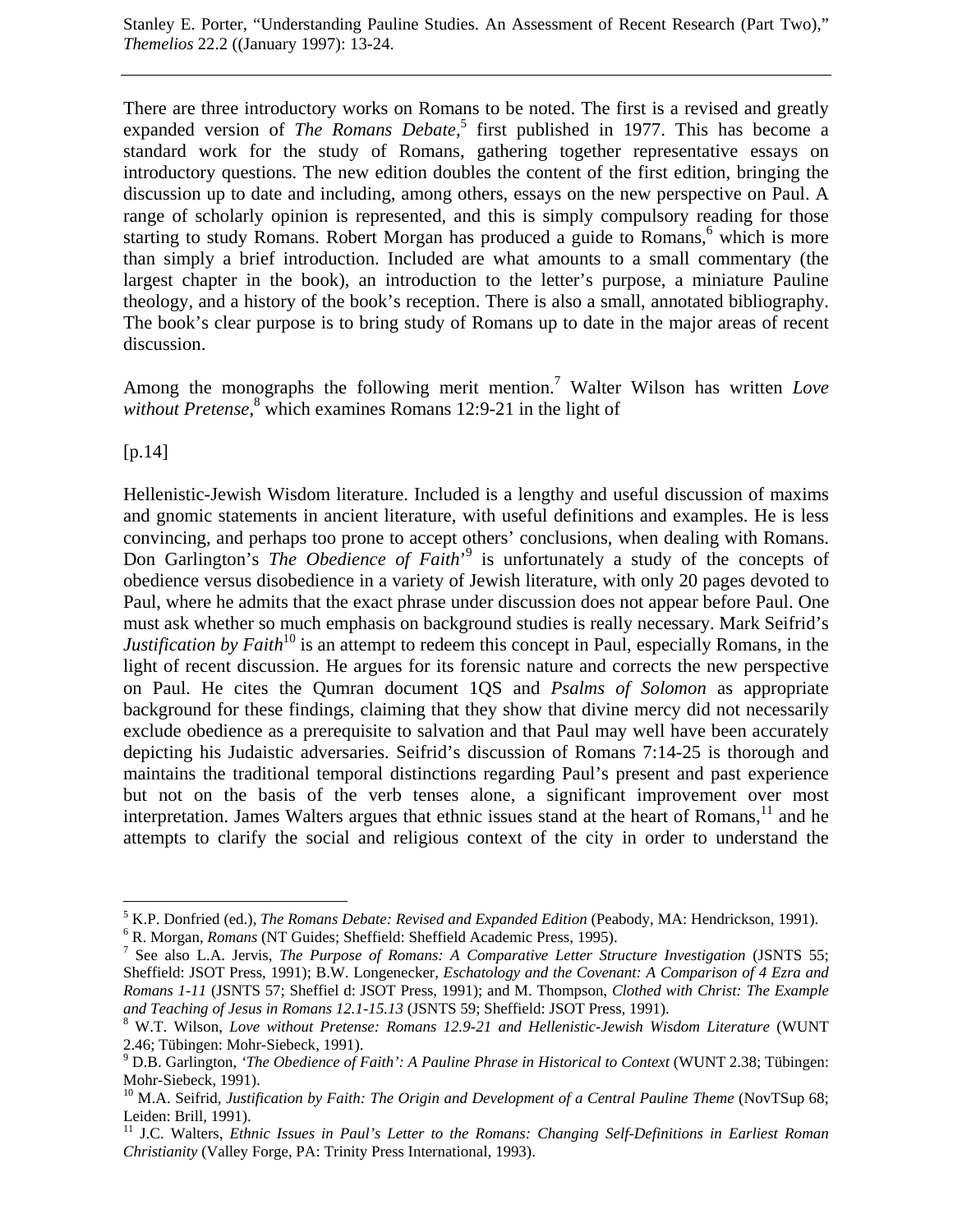There are three introductory works on Romans to be noted. The first is a revised and greatly expanded version of *The Romans Debate*,[5] first published in 1977. This has become a standard work for the study of Romans, gathering together representative essays on introductory questions. The new edition doubles the content of the first edition, bringing the discussion up to date and including, among others, essays on the new perspective on Paul. A range of scholarly opinion is represented, and this is simply compulsory reading for those starting to study Romans. Robert Morgan has produced a guide to Romans,[6] which is more than simply a brief introduction. Included are what amounts to a small commentary (the largest chapter in the book), an introduction to the letter's purpose, a miniature Pauline theology, and a history of the book's reception. There is also a small, annotated bibliography. The book's clear purpose is to bring study of Romans up to date in the major areas of recent discussion.

Among the monographs the following merit mention.[7] Walter Wilson has written *Love without Pretense*,[8] which examines Romans 12:9-21 in the light of

[p.14]

Hellenistic-Jewish Wisdom literature. Included is a lengthy and useful discussion of maxims and gnomic statements in ancient literature, with useful definitions and examples. He is less convincing, and perhaps too prone to accept others' conclusions, when dealing with Romans. Don Garlington's *The Obedience of Faith*'[9] is unfortunately a study of the concepts of obedience versus disobedience in a variety of Jewish literature, with only 20 pages devoted to Paul, where he admits that the exact phrase under discussion does not appear before Paul. One must ask whether so much emphasis on background studies is really necessary. Mark Seifrid's *Justification by Faith*[10] is an attempt to redeem this concept in Paul, especially Romans, in the light of recent discussion. He argues for its forensic nature and corrects the new perspective on Paul. He cites the Qumran document 1QS and *Psalms of Solomon* as appropriate background for these findings, claiming that they show that divine mercy did not necessarily exclude obedience as a prerequisite to salvation and that Paul may well have been accurately depicting his Judaistic adversaries. Seifrid's discussion of Romans 7:14-25 is thorough and maintains the traditional temporal distinctions regarding Paul's present and past experience but not on the basis of the verb tenses alone, a significant improvement over most interpretation. James Walters argues that ethnic issues stand at the heart of Romans,[11] and he attempts to clarify the social and religious context of the city in order to understand the

---

[5] K.P. Donfried (ed.), *The Romans Debate: Revised and Expanded Edition* (Peabody, MA: Hendrickson, 1991).

[6] R. Morgan, *Romans* (NT Guides; Sheffield: Sheffield Academic Press, 1995).

[7] See also L.A. Jervis, *The Purpose of Romans: A Comparative Letter Structure Investigation* (JSNTS 55; Sheffield: JSOT Press, 1991); B.W. Longenecker, *Eschatology and the Covenant: A Comparison of 4 Ezra and Romans 1-11* (JSNTS 57; Sheffiel d: JSOT Press, 1991); and M. Thompson, *Clothed with Christ: The Example and Teaching of Jesus in Romans 12.1-15.13* (JSNTS 59; Sheffield: JSOT Press, 1991).

[8] W.T. Wilson, *Love without Pretense: Romans 12.9-21 and Hellenistic-Jewish Wisdom Literature* (WUNT 2.46; Tübingen: Mohr-Siebeck, 1991).

[9] D.B. Garlington, *'The Obedience of Faith': A Pauline Phrase in Historical to Context* (WUNT 2.38; Tübingen: Mohr-Siebeck, 1991).

[10] M.A. Seifrid, *Justification by Faith: The Origin and Development of a Central Pauline Theme* (NovTSup 68; Leiden: Brill, 1991).

[11] J.C. Walters, *Ethnic Issues in Paul's Letter to the Romans: Changing Self-Definitions in Earliest Roman Christianity* (Valley Forge, PA: Trinity Press International, 1993).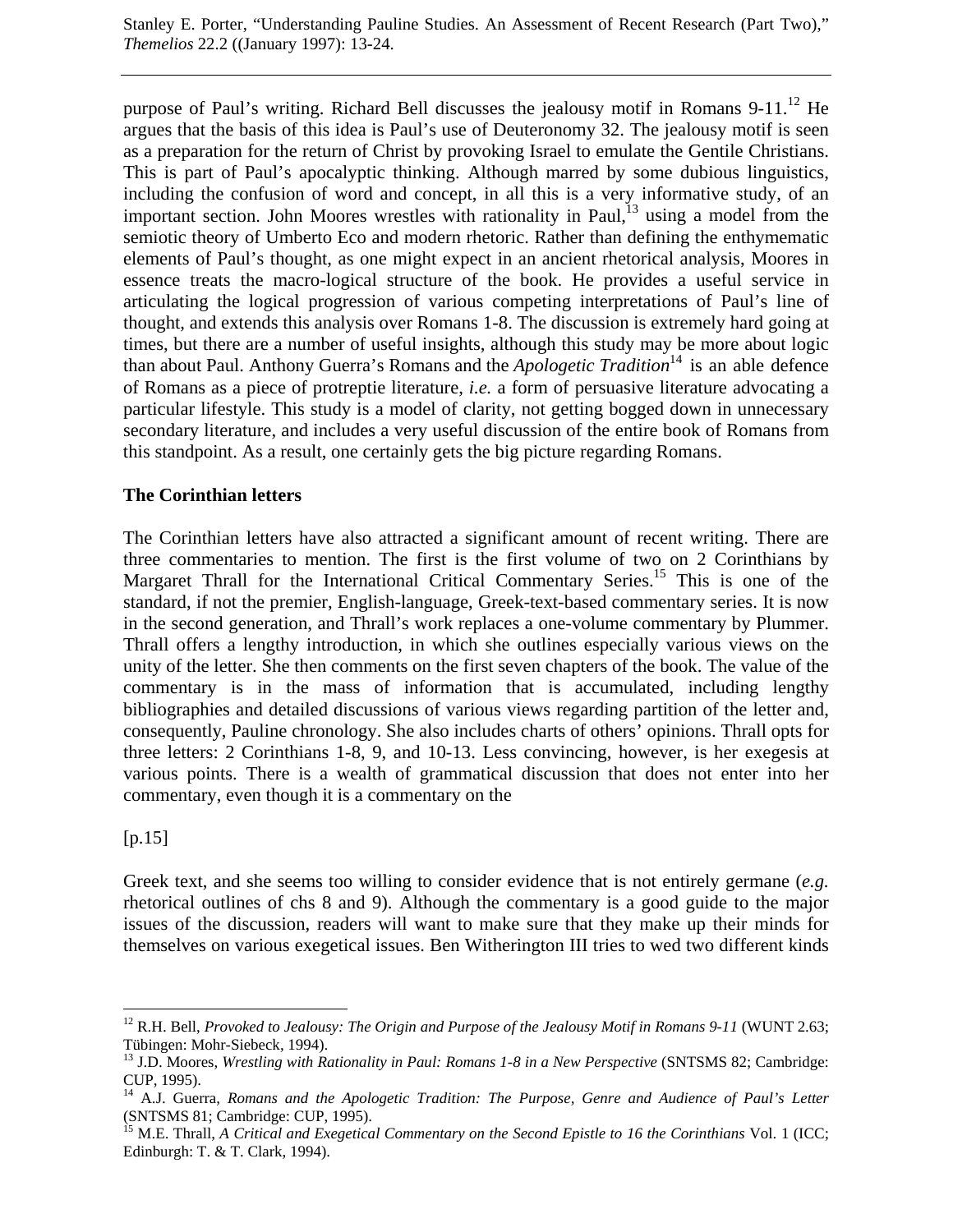purpose of Paul’s writing. Richard Bell discusses the jealousy motif in Romans 9-11.[12] He argues that the basis of this idea is Paul’s use of Deuteronomy 32. The jealousy motif is seen as a preparation for the return of Christ by provoking Israel to emulate the Gentile Christians. This is part of Paul’s apocalyptic thinking. Although marred by some dubious linguistics, including the confusion of word and concept, in all this is a very informative study, of an important section. John Moores wrestles with rationality in Paul,[13] using a model from the semiotic theory of Umberto Eco and modern rhetoric. Rather than defining the enthymematic elements of Paul’s thought, as one might expect in an ancient rhetorical analysis, Moores in essence treats the macro-logical structure of the book. He provides a useful service in articulating the logical progression of various competing interpretations of Paul’s line of thought, and extends this analysis over Romans 1-8. The discussion is extremely hard going at times, but there are a number of useful insights, although this study may be more about logic than about Paul. Anthony Guerra’s Romans and the *Apologetic Tradition*[14] is an able defence of Romans as a piece of protreptic literature, *i.e.* a form of persuasive literature advocating a particular lifestyle. This study is a model of clarity, not getting bogged down in unnecessary secondary literature, and includes a very useful discussion of the entire book of Romans from this standpoint. As a result, one certainly gets the big picture regarding Romans.

**The Corinthian letters**

The Corinthian letters have also attracted a significant amount of recent writing. There are three commentaries to mention. The first is the first volume of two on 2 Corinthians by Margaret Thrall for the International Critical Commentary Series.[15] This is one of the standard, if not the premier, English-language, Greek-text-based commentary series. It is now in the second generation, and Thrall’s work replaces a one-volume commentary by Plummer. Thrall offers a lengthy introduction, in which she outlines especially various views on the unity of the letter. She then comments on the first seven chapters of the book. The value of the commentary is in the mass of information that is accumulated, including lengthy bibliographies and detailed discussions of various views regarding partition of the letter and, consequently, Pauline chronology. She also includes charts of others’ opinions. Thrall opts for three letters: 2 Corinthians 1-8, 9, and 10-13. Less convincing, however, is her exegesis at various points. There is a wealth of grammatical discussion that does not enter into her commentary, even though it is a commentary on the

[p.15]

Greek text, and she seems too willing to consider evidence that is not entirely germane (*e.g.* rhetorical outlines of chs 8 and 9). Although the commentary is a good guide to the major issues of the discussion, readers will want to make sure that they make up their minds for themselves on various exegetical issues. Ben Witherington III tries to wed two different kinds

---

[12] R.H. Bell, *Provoked to Jealousy: The Origin and Purpose of the Jealousy Motif in Romans 9-11* (WUNT 2.63; Tübingen: Mohr-Siebeck, 1994).

[13] J.D. Moores, *Wrestling with Rationality in Paul: Romans 1-8 in a New Perspective* (SNTSMS 82; Cambridge: CUP, 1995).

[14] A.J. Guerra, *Romans and the Apologetic Tradition: The Purpose, Genre and Audience of Paul’s Letter* (SNTSMS 81; Cambridge: CUP, 1995).

[15] M.E. Thrall, *A Critical and Exegetical Commentary on the Second Epistle to 16 the Corinthians* Vol. 1 (ICC; Edinburgh: T. & T. Clark, 1994).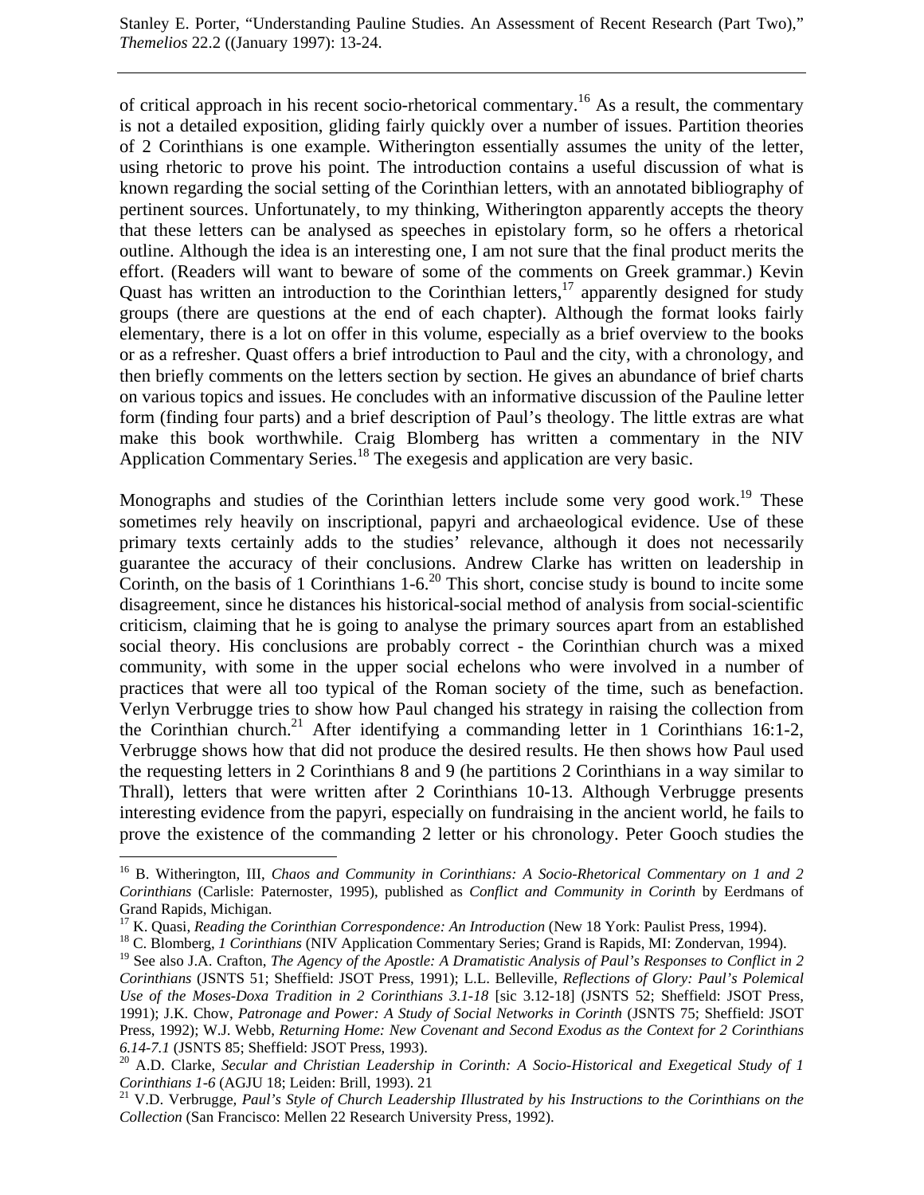of critical approach in his recent socio-rhetorical commentary.[16] As a result, the commentary is not a detailed exposition, gliding fairly quickly over a number of issues. Partition theories of 2 Corinthians is one example. Witherington essentially assumes the unity of the letter, using rhetoric to prove his point. The introduction contains a useful discussion of what is known regarding the social setting of the Corinthian letters, with an annotated bibliography of pertinent sources. Unfortunately, to my thinking, Witherington apparently accepts the theory that these letters can be analysed as speeches in epistolary form, so he offers a rhetorical outline. Although the idea is an interesting one, I am not sure that the final product merits the effort. (Readers will want to beware of some of the comments on Greek grammar.) Kevin Quast has written an introduction to the Corinthian letters,[17] apparently designed for study groups (there are questions at the end of each chapter). Although the format looks fairly elementary, there is a lot on offer in this volume, especially as a brief overview to the books or as a refresher. Quast offers a brief introduction to Paul and the city, with a chronology, and then briefly comments on the letters section by section. He gives an abundance of brief charts on various topics and issues. He concludes with an informative discussion of the Pauline letter form (finding four parts) and a brief description of Paul's theology. The little extras are what make this book worthwhile. Craig Blomberg has written a commentary in the NIV Application Commentary Series.[18] The exegesis and application are very basic.

Monographs and studies of the Corinthian letters include some very good work.[19] These sometimes rely heavily on inscriptional, papyri and archaeological evidence. Use of these primary texts certainly adds to the studies' relevance, although it does not necessarily guarantee the accuracy of their conclusions. Andrew Clarke has written on leadership in Corinth, on the basis of 1 Corinthians 1-6.[20] This short, concise study is bound to incite some disagreement, since he distances his historical-social method of analysis from social-scientific criticism, claiming that he is going to analyse the primary sources apart from an established social theory. His conclusions are probably correct - the Corinthian church was a mixed community, with some in the upper social echelons who were involved in a number of practices that were all too typical of the Roman society of the time, such as benefaction. Verlyn Verbrugge tries to show how Paul changed his strategy in raising the collection from the Corinthian church.[21] After identifying a commanding letter in 1 Corinthians 16:1-2, Verbrugge shows how that did not produce the desired results. He then shows how Paul used the requesting letters in 2 Corinthians 8 and 9 (he partitions 2 Corinthians in a way similar to Thrall), letters that were written after 2 Corinthians 10-13. Although Verbrugge presents interesting evidence from the papyri, especially on fundraising in the ancient world, he fails to prove the existence of the commanding 2 letter or his chronology. Peter Gooch studies the

---

[16] B. Witherington, III, *Chaos and Community in Corinthians: A Socio-Rhetorical Commentary on 1 and 2 Corinthians* (Carlisle: Paternoster, 1995), published as *Conflict and Community in Corinth* by Eerdmans of Grand Rapids, Michigan.

[17] K. Quasi, *Reading the Corinthian Correspondence: An Introduction* (New 18 York: Paulist Press, 1994).

[18] C. Blomberg, *1 Corinthians* (NIV Application Commentary Series; Grand is Rapids, MI: Zondervan, 1994).

[19] See also J.A. Crafton, *The Agency of the Apostle: A Dramatistic Analysis of Paul's Responses to Conflict in 2 Corinthians* (JSNTS 51; Sheffield: JSOT Press, 1991); L.L. Belleville, *Reflections of Glory: Paul's Polemical Use of the Moses-Doxa Tradition in 2 Corinthians 3.1-18* [sic 3.12-18] (JSNTS 52; Sheffield: JSOT Press, 1991); J.K. Chow, *Patronage and Power: A Study of Social Networks in Corinth* (JSNTS 75; Sheffield: JSOT Press, 1992); W.J. Webb, *Returning Home: New Covenant and Second Exodus as the Context for 2 Corinthians 6.14-7.1* (JSNTS 85; Sheffield: JSOT Press, 1993).

[20] A.D. Clarke, *Secular and Christian Leadership in Corinth: A Socio-Historical and Exegetical Study of 1 Corinthians 1-6* (AGJU 18; Leiden: Brill, 1993). 21

[21] V.D. Verbrugge, *Paul's Style of Church Leadership Illustrated by his Instructions to the Corinthians on the Collection* (San Francisco: Mellen 22 Research University Press, 1992).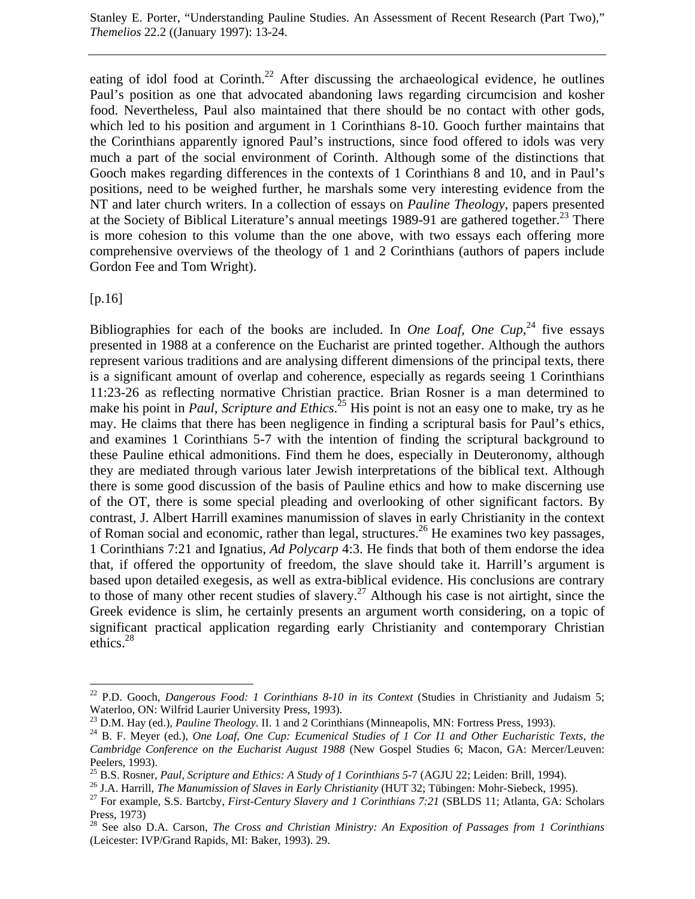eating of idol food at Corinth.[22] After discussing the archaeological evidence, he outlines Paul's position as one that advocated abandoning laws regarding circumcision and kosher food. Nevertheless, Paul also maintained that there should be no contact with other gods, which led to his position and argument in 1 Corinthians 8-10. Gooch further maintains that the Corinthians apparently ignored Paul's instructions, since food offered to idols was very much a part of the social environment of Corinth. Although some of the distinctions that Gooch makes regarding differences in the contexts of 1 Corinthians 8 and 10, and in Paul's positions, need to be weighed further, he marshals some very interesting evidence from the NT and later church writers. In a collection of essays on *Pauline Theology*, papers presented at the Society of Biblical Literature's annual meetings 1989-91 are gathered together.[23] There is more cohesion to this volume than the one above, with two essays each offering more comprehensive overviews of the theology of 1 and 2 Corinthians (authors of papers include Gordon Fee and Tom Wright).

[p.16]

Bibliographies for each of the books are included. In *One Loaf, One Cup*,[24] five essays presented in 1988 at a conference on the Eucharist are printed together. Although the authors represent various traditions and are analysing different dimensions of the principal texts, there is a significant amount of overlap and coherence, especially as regards seeing 1 Corinthians 11:23-26 as reflecting normative Christian practice. Brian Rosner is a man determined to make his point in *Paul, Scripture and Ethics*.[25] His point is not an easy one to make, try as he may. He claims that there has been negligence in finding a scriptural basis for Paul's ethics, and examines 1 Corinthians 5-7 with the intention of finding the scriptural background to these Pauline ethical admonitions. Find them he does, especially in Deuteronomy, although they are mediated through various later Jewish interpretations of the biblical text. Although there is some good discussion of the basis of Pauline ethics and how to make discerning use of the OT, there is some special pleading and overlooking of other significant factors. By contrast, J. Albert Harrill examines manumission of slaves in early Christianity in the context of Roman social and economic, rather than legal, structures.[26] He examines two key passages, 1 Corinthians 7:21 and Ignatius, *Ad Polycarp* 4:3. He finds that both of them endorse the idea that, if offered the opportunity of freedom, the slave should take it. Harrill's argument is based upon detailed exegesis, as well as extra-biblical evidence. His conclusions are contrary to those of many other recent studies of slavery.[27] Although his case is not airtight, since the Greek evidence is slim, he certainly presents an argument worth considering, on a topic of significant practical application regarding early Christianity and contemporary Christian ethics.[28]

---

[22] P.D. Gooch, *Dangerous Food: 1 Corinthians 8-10 in its Context* (Studies in Christianity and Judaism 5; Waterloo, ON: Wilfrid Laurier University Press, 1993).

[23] D.M. Hay (ed.), *Pauline Theology*. II. 1 and 2 Corinthians (Minneapolis, MN: Fortress Press, 1993).

[24] B. F. Meyer (ed.), *One Loaf, One Cup: Ecumenical Studies of 1 Cor I1 and Other Eucharistic Texts, the Cambridge Conference on the Eucharist August 1988* (New Gospel Studies 6; Macon, GA: Mercer/Leuven: Peelers, 1993).

[25] B.S. Rosner, *Paul, Scripture and Ethics: A Study of 1 Corinthians 5-7* (AGJU 22; Leiden: Brill, 1994).

[26] J.A. Harrill, *The Manumission of Slaves in Early Christianity* (HUT 32; Tübingen: Mohr-Siebeck, 1995).

[27] For example, S.S. Bartcby, *First-Century Slavery and 1 Corinthians 7:21* (SBLDS 11; Atlanta, GA: Scholars Press, 1973)

[28] See also D.A. Carson, *The Cross and Christian Ministry: An Exposition of Passages from 1 Corinthians* (Leicester: IVP/Grand Rapids, MI: Baker, 1993). 29.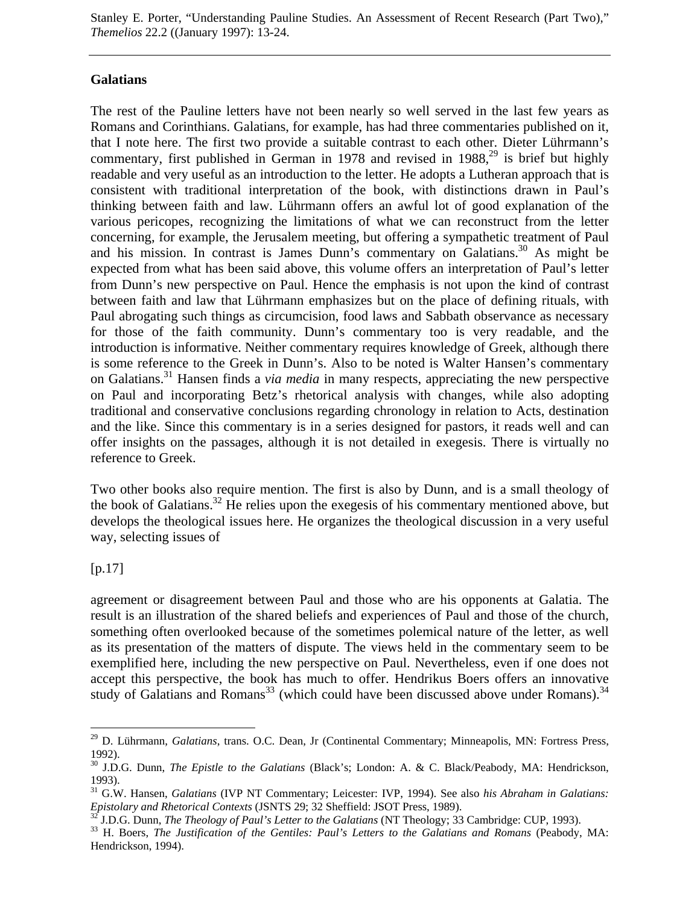## Galatians

The rest of the Pauline letters have not been nearly so well served in the last few years as Romans and Corinthians. Galatians, for example, has had three commentaries published on it, that I note here. The first two provide a suitable contrast to each other. Dieter Lührmann's commentary, first published in German in 1978 and revised in 1988,[29] is brief but highly readable and very useful as an introduction to the letter. He adopts a Lutheran approach that is consistent with traditional interpretation of the book, with distinctions drawn in Paul's thinking between faith and law. Lührmann offers an awful lot of good explanation of the various pericopes, recognizing the limitations of what we can reconstruct from the letter concerning, for example, the Jerusalem meeting, but offering a sympathetic treatment of Paul and his mission. In contrast is James Dunn's commentary on Galatians.[30] As might be expected from what has been said above, this volume offers an interpretation of Paul's letter from Dunn's new perspective on Paul. Hence the emphasis is not upon the kind of contrast between faith and law that Lührmann emphasizes but on the place of defining rituals, with Paul abrogating such things as circumcision, food laws and Sabbath observance as necessary for those of the faith community. Dunn's commentary too is very readable, and the introduction is informative. Neither commentary requires knowledge of Greek, although there is some reference to the Greek in Dunn's. Also to be noted is Walter Hansen's commentary on Galatians.[31] Hansen finds a *via media* in many respects, appreciating the new perspective on Paul and incorporating Betz's rhetorical analysis with changes, while also adopting traditional and conservative conclusions regarding chronology in relation to Acts, destination and the like. Since this commentary is in a series designed for pastors, it reads well and can offer insights on the passages, although it is not detailed in exegesis. There is virtually no reference to Greek.

Two other books also require mention. The first is also by Dunn, and is a small theology of the book of Galatians.[32] He relies upon the exegesis of his commentary mentioned above, but develops the theological issues here. He organizes the theological discussion in a very useful way, selecting issues of

[p.17]

agreement or disagreement between Paul and those who are his opponents at Galatia. The result is an illustration of the shared beliefs and experiences of Paul and those of the church, something often overlooked because of the sometimes polemical nature of the letter, as well as its presentation of the matters of dispute. The views held in the commentary seem to be exemplified here, including the new perspective on Paul. Nevertheless, even if one does not accept this perspective, the book has much to offer. Hendrikus Boers offers an innovative study of Galatians and Romans[33] (which could have been discussed above under Romans).[34]

---

[29] D. Lührmann, *Galatians*, trans. O.C. Dean, Jr (Continental Commentary; Minneapolis, MN: Fortress Press, 1992).

[30] J.D.G. Dunn, *The Epistle to the Galatians* (Black's; London: A. & C. Black/Peabody, MA: Hendrickson, 1993).

[31] G.W. Hansen, *Galatians* (IVP NT Commentary; Leicester: IVP, 1994). See also *his Abraham in Galatians: Epistolary and Rhetorical Contexts* (JSNTS 29; 32 Sheffield: JSOT Press, 1989).

[32] J.D.G. Dunn, *The Theology of Paul's Letter to the Galatians* (NT Theology; 33 Cambridge: CUP, 1993).

[33] H. Boers, *The Justification of the Gentiles: Paul's Letters to the Galatians and Romans* (Peabody, MA: Hendrickson, 1994).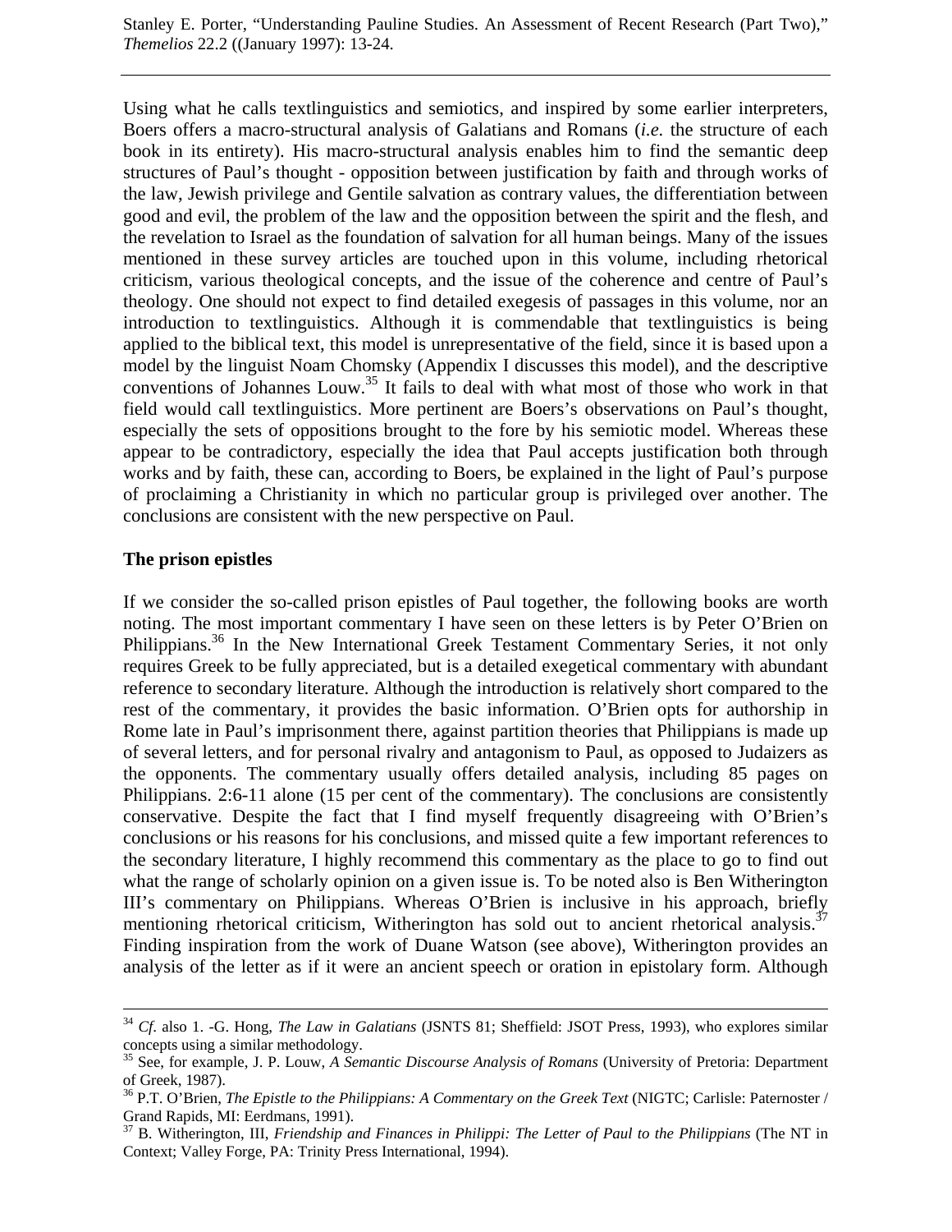Using what he calls textlinguistics and semiotics, and inspired by some earlier interpreters, Boers offers a macro-structural analysis of Galatians and Romans (*i.e.* the structure of each book in its entirety). His macro-structural analysis enables him to find the semantic deep structures of Paul's thought - opposition between justification by faith and through works of the law, Jewish privilege and Gentile salvation as contrary values, the differentiation between good and evil, the problem of the law and the opposition between the spirit and the flesh, and the revelation to Israel as the foundation of salvation for all human beings. Many of the issues mentioned in these survey articles are touched upon in this volume, including rhetorical criticism, various theological concepts, and the issue of the coherence and centre of Paul's theology. One should not expect to find detailed exegesis of passages in this volume, nor an introduction to textlinguistics. Although it is commendable that textlinguistics is being applied to the biblical text, this model is unrepresentative of the field, since it is based upon a model by the linguist Noam Chomsky (Appendix I discusses this model), and the descriptive conventions of Johannes Louw.[35] It fails to deal with what most of those who work in that field would call textlinguistics. More pertinent are Boers's observations on Paul's thought, especially the sets of oppositions brought to the fore by his semiotic model. Whereas these appear to be contradictory, especially the idea that Paul accepts justification both through works and by faith, these can, according to Boers, be explained in the light of Paul's purpose of proclaiming a Christianity in which no particular group is privileged over another. The conclusions are consistent with the new perspective on Paul.

## The prison epistles

If we consider the so-called prison epistles of Paul together, the following books are worth noting. The most important commentary I have seen on these letters is by Peter O'Brien on Philippians.[36] In the New International Greek Testament Commentary Series, it not only requires Greek to be fully appreciated, but is a detailed exegetical commentary with abundant reference to secondary literature. Although the introduction is relatively short compared to the rest of the commentary, it provides the basic information. O'Brien opts for authorship in Rome late in Paul's imprisonment there, against partition theories that Philippians is made up of several letters, and for personal rivalry and antagonism to Paul, as opposed to Judaizers as the opponents. The commentary usually offers detailed analysis, including 85 pages on Philippians. 2:6-11 alone (15 per cent of the commentary). The conclusions are consistently conservative. Despite the fact that I find myself frequently disagreeing with O'Brien's conclusions or his reasons for his conclusions, and missed quite a few important references to the secondary literature, I highly recommend this commentary as the place to go to find out what the range of scholarly opinion on a given issue is. To be noted also is Ben Witherington III's commentary on Philippians. Whereas O'Brien is inclusive in his approach, briefly mentioning rhetorical criticism, Witherington has sold out to ancient rhetorical analysis.[37] Finding inspiration from the work of Duane Watson (see above), Witherington provides an analysis of the letter as if it were an ancient speech or oration in epistolary form. Although

---

[34] *Cf.* also 1. -G. Hong, *The Law in Galatians* (JSNTS 81; Sheffield: JSOT Press, 1993), who explores similar concepts using a similar methodology.

[35] See, for example, J. P. Louw, *A Semantic Discourse Analysis of Romans* (University of Pretoria: Department of Greek, 1987).

[36] P.T. O'Brien, *The Epistle to the Philippians: A Commentary on the Greek Text* (NIGTC; Carlisle: Paternoster / Grand Rapids, MI: Eerdmans, 1991).

[37] B. Witherington, III, *Friendship and Finances in Philippi: The Letter of Paul to the Philippians* (The NT in Context; Valley Forge, PA: Trinity Press International, 1994).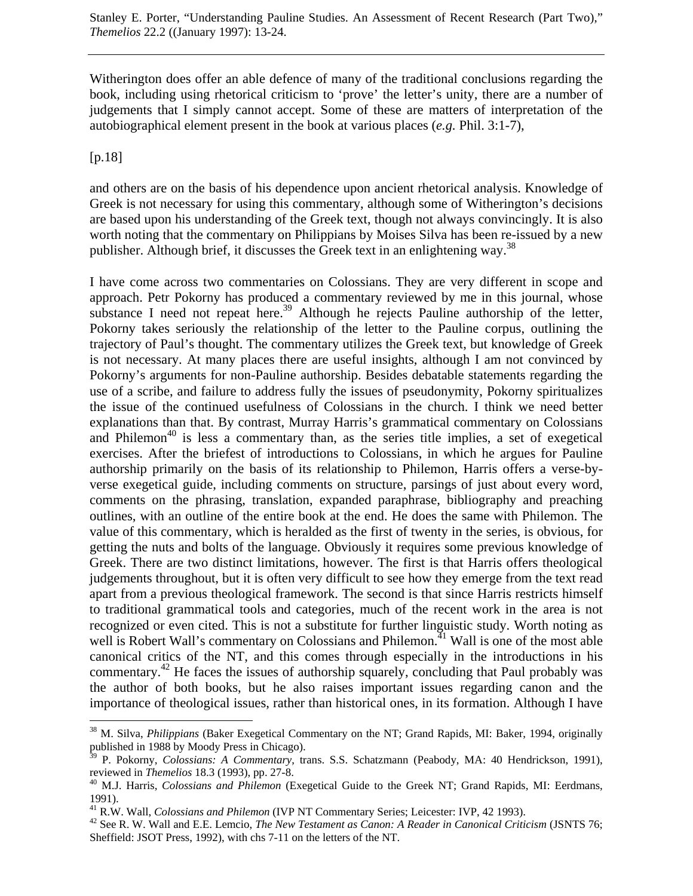Witherington does offer an able defence of many of the traditional conclusions regarding the book, including using rhetorical criticism to 'prove' the letter's unity, there are a number of judgements that I simply cannot accept. Some of these are matters of interpretation of the autobiographical element present in the book at various places (*e.g.* Phil. 3:1-7),

[p.18]

and others are on the basis of his dependence upon ancient rhetorical analysis. Knowledge of Greek is not necessary for using this commentary, although some of Witherington's decisions are based upon his understanding of the Greek text, though not always convincingly. It is also worth noting that the commentary on Philippians by Moises Silva has been re-issued by a new publisher. Although brief, it discusses the Greek text in an enlightening way.[38]

I have come across two commentaries on Colossians. They are very different in scope and approach. Petr Pokorny has produced a commentary reviewed by me in this journal, whose substance I need not repeat here.[39] Although he rejects Pauline authorship of the letter, Pokorny takes seriously the relationship of the letter to the Pauline corpus, outlining the trajectory of Paul's thought. The commentary utilizes the Greek text, but knowledge of Greek is not necessary. At many places there are useful insights, although I am not convinced by Pokorny's arguments for non-Pauline authorship. Besides debatable statements regarding the use of a scribe, and failure to address fully the issues of pseudonymity, Pokorny spiritualizes the issue of the continued usefulness of Colossians in the church. I think we need better explanations than that. By contrast, Murray Harris's grammatical commentary on Colossians and Philemon[40] is less a commentary than, as the series title implies, a set of exegetical exercises. After the briefest of introductions to Colossians, in which he argues for Pauline authorship primarily on the basis of its relationship to Philemon, Harris offers a verse-by-verse exegetical guide, including comments on structure, parsings of just about every word, comments on the phrasing, translation, expanded paraphrase, bibliography and preaching outlines, with an outline of the entire book at the end. He does the same with Philemon. The value of this commentary, which is heralded as the first of twenty in the series, is obvious, for getting the nuts and bolts of the language. Obviously it requires some previous knowledge of Greek. There are two distinct limitations, however. The first is that Harris offers theological judgements throughout, but it is often very difficult to see how they emerge from the text read apart from a previous theological framework. The second is that since Harris restricts himself to traditional grammatical tools and categories, much of the recent work in the area is not recognized or even cited. This is not a substitute for further linguistic study. Worth noting as well is Robert Wall's commentary on Colossians and Philemon.[41] Wall is one of the most able canonical critics of the NT, and this comes through especially in the introductions in his commentary.[42] He faces the issues of authorship squarely, concluding that Paul probably was the author of both books, but he also raises important issues regarding canon and the importance of theological issues, rather than historical ones, in its formation. Although I have

---

[38] M. Silva, *Philippians* (Baker Exegetical Commentary on the NT; Grand Rapids, MI: Baker, 1994, originally published in 1988 by Moody Press in Chicago).

[39] P. Pokorny, *Colossians: A Commentary*, trans. S.S. Schatzmann (Peabody, MA: 40 Hendrickson, 1991), reviewed in *Themelios* 18.3 (1993), pp. 27-8.

[40] M.J. Harris, *Colossians and Philemon* (Exegetical Guide to the Greek NT; Grand Rapids, MI: Eerdmans, 1991).

[41] R.W. Wall, *Colossians and Philemon* (IVP NT Commentary Series; Leicester: IVP, 42 1993).

[42] See R. W. Wall and E.E. Lemcio, *The New Testament as Canon: A Reader in Canonical Criticism* (JSNTS 76; Sheffield: JSOT Press, 1992), with chs 7-11 on the letters of the NT.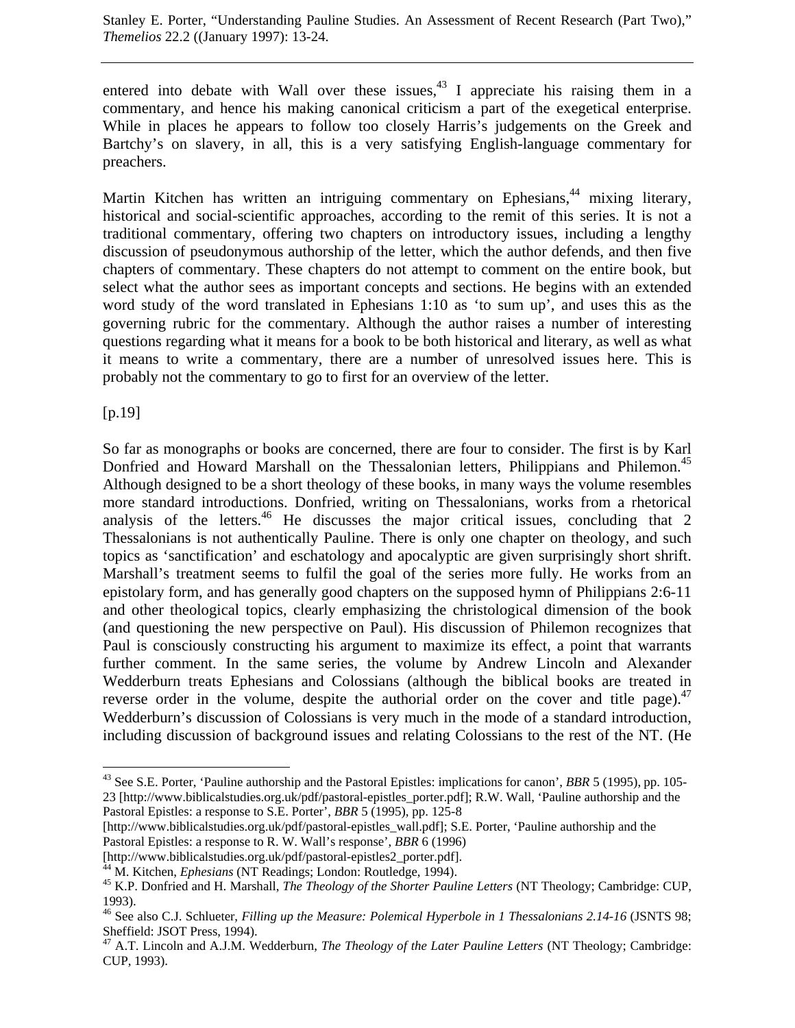entered into debate with Wall over these issues,[43] I appreciate his raising them in a commentary, and hence his making canonical criticism a part of the exegetical enterprise. While in places he appears to follow too closely Harris's judgements on the Greek and Bartchy's on slavery, in all, this is a very satisfying English-language commentary for preachers.

Martin Kitchen has written an intriguing commentary on Ephesians,[44] mixing literary, historical and social-scientific approaches, according to the remit of this series. It is not a traditional commentary, offering two chapters on introductory issues, including a lengthy discussion of pseudonymous authorship of the letter, which the author defends, and then five chapters of commentary. These chapters do not attempt to comment on the entire book, but select what the author sees as important concepts and sections. He begins with an extended word study of the word translated in Ephesians 1:10 as 'to sum up', and uses this as the governing rubric for the commentary. Although the author raises a number of interesting questions regarding what it means for a book to be both historical and literary, as well as what it means to write a commentary, there are a number of unresolved issues here. This is probably not the commentary to go to first for an overview of the letter.

[p.19]

So far as monographs or books are concerned, there are four to consider. The first is by Karl Donfried and Howard Marshall on the Thessalonian letters, Philippians and Philemon.[45] Although designed to be a short theology of these books, in many ways the volume resembles more standard introductions. Donfried, writing on Thessalonians, works from a rhetorical analysis of the letters.[46] He discusses the major critical issues, concluding that 2 Thessalonians is not authentically Pauline. There is only one chapter on theology, and such topics as 'sanctification' and eschatology and apocalyptic are given surprisingly short shrift. Marshall's treatment seems to fulfil the goal of the series more fully. He works from an epistolary form, and has generally good chapters on the supposed hymn of Philippians 2:6-11 and other theological topics, clearly emphasizing the christological dimension of the book (and questioning the new perspective on Paul). His discussion of Philemon recognizes that Paul is consciously constructing his argument to maximize its effect, a point that warrants further comment. In the same series, the volume by Andrew Lincoln and Alexander Wedderburn treats Ephesians and Colossians (although the biblical books are treated in reverse order in the volume, despite the authorial order on the cover and title page).[47] Wedderburn's discussion of Colossians is very much in the mode of a standard introduction, including discussion of background issues and relating Colossians to the rest of the NT. (He

---

[43] See S.E. Porter, 'Pauline authorship and the Pastoral Epistles: implications for canon', *BBR* 5 (1995), pp. 105-23 [http://www.biblicalstudies.org.uk/pdf/pastoral-epistles_porter.pdf]; R.W. Wall, 'Pauline authorship and the Pastoral Epistles: a response to S.E. Porter', *BBR* 5 (1995), pp. 125-8 [http://www.biblicalstudies.org.uk/pdf/pastoral-epistles_wall.pdf]; S.E. Porter, 'Pauline authorship and the Pastoral Epistles: a response to R. W. Wall's response', *BBR* 6 (1996) [http://www.biblicalstudies.org.uk/pdf/pastoral-epistles2_porter.pdf].

[44] M. Kitchen, *Ephesians* (NT Readings; London: Routledge, 1994).

[45] K.P. Donfried and H. Marshall, *The Theology of the Shorter Pauline Letters* (NT Theology; Cambridge: CUP, 1993).

[46] See also C.J. Schlueter, *Filling up the Measure: Polemical Hyperbole in 1 Thessalonians 2.14-16* (JSNTS 98; Sheffield: JSOT Press, 1994).

[47] A.T. Lincoln and A.J.M. Wedderburn, *The Theology of the Later Pauline Letters* (NT Theology; Cambridge: CUP, 1993).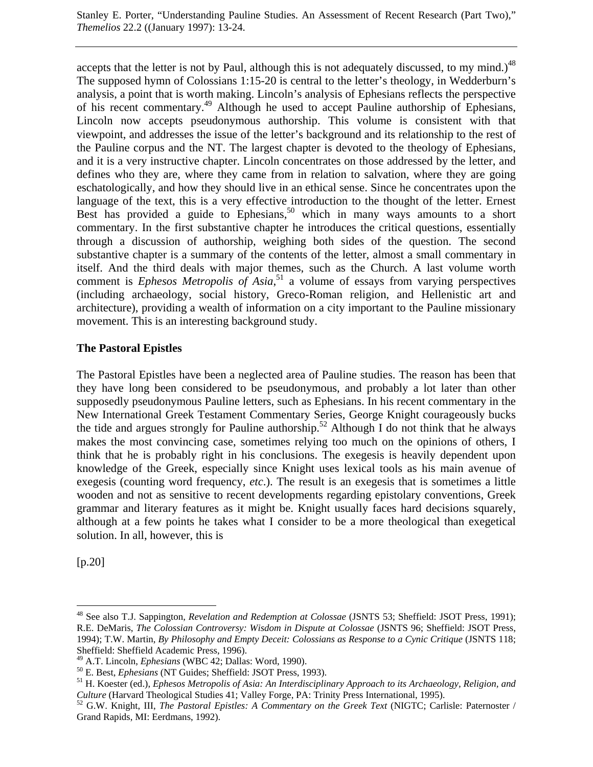accepts that the letter is not by Paul, although this is not adequately discussed, to my mind.)[48] The supposed hymn of Colossians 1:15-20 is central to the letter's theology, in Wedderburn's analysis, a point that is worth making. Lincoln's analysis of Ephesians reflects the perspective of his recent commentary.[49] Although he used to accept Pauline authorship of Ephesians, Lincoln now accepts pseudonymous authorship. This volume is consistent with that viewpoint, and addresses the issue of the letter's background and its relationship to the rest of the Pauline corpus and the NT. The largest chapter is devoted to the theology of Ephesians, and it is a very instructive chapter. Lincoln concentrates on those addressed by the letter, and defines who they are, where they came from in relation to salvation, where they are going eschatologically, and how they should live in an ethical sense. Since he concentrates upon the language of the text, this is a very effective introduction to the thought of the letter. Ernest Best has provided a guide to Ephesians,[50] which in many ways amounts to a short commentary. In the first substantive chapter he introduces the critical questions, essentially through a discussion of authorship, weighing both sides of the question. The second substantive chapter is a summary of the contents of the letter, almost a small commentary in itself. And the third deals with major themes, such as the Church. A last volume worth comment is *Ephesos Metropolis of Asia*,[51] a volume of essays from varying perspectives (including archaeology, social history, Greco-Roman religion, and Hellenistic art and architecture), providing a wealth of information on a city important to the Pauline missionary movement. This is an interesting background study.

## The Pastoral Epistles

The Pastoral Epistles have been a neglected area of Pauline studies. The reason has been that they have long been considered to be pseudonymous, and probably a lot later than other supposedly pseudonymous Pauline letters, such as Ephesians. In his recent commentary in the New International Greek Testament Commentary Series, George Knight courageously bucks the tide and argues strongly for Pauline authorship.[52] Although I do not think that he always makes the most convincing case, sometimes relying too much on the opinions of others, I think that he is probably right in his conclusions. The exegesis is heavily dependent upon knowledge of the Greek, especially since Knight uses lexical tools as his main avenue of exegesis (counting word frequency, *etc*.). The result is an exegesis that is sometimes a little wooden and not as sensitive to recent developments regarding epistolary conventions, Greek grammar and literary features as it might be. Knight usually faces hard decisions squarely, although at a few points he takes what I consider to be a more theological than exegetical solution. In all, however, this is

[p.20]

---

[48] See also T.J. Sappington, *Revelation and Redemption at Colossae* (JSNTS 53; Sheffield: JSOT Press, 1991); R.E. DeMaris, *The Colossian Controversy: Wisdom in Dispute at Colossae* (JSNTS 96; Sheffield: JSOT Press, 1994); T.W. Martin, *By Philosophy and Empty Deceit: Colossians as Response to a Cynic Critique* (JSNTS 118; Sheffield: Sheffield Academic Press, 1996).

[49] A.T. Lincoln, *Ephesians* (WBC 42; Dallas: Word, 1990).

[50] E. Best, *Ephesians* (NT Guides; Sheffield: JSOT Press, 1993).

[51] H. Koester (ed.), *Ephesos Metropolis of Asia: An Interdisciplinary Approach to its Archaeology, Religion, and Culture* (Harvard Theological Studies 41; Valley Forge, PA: Trinity Press International, 1995).

[52] G.W. Knight, III, *The Pastoral Epistles: A Commentary on the Greek Text* (NIGTC; Carlisle: Paternoster / Grand Rapids, MI: Eerdmans, 1992).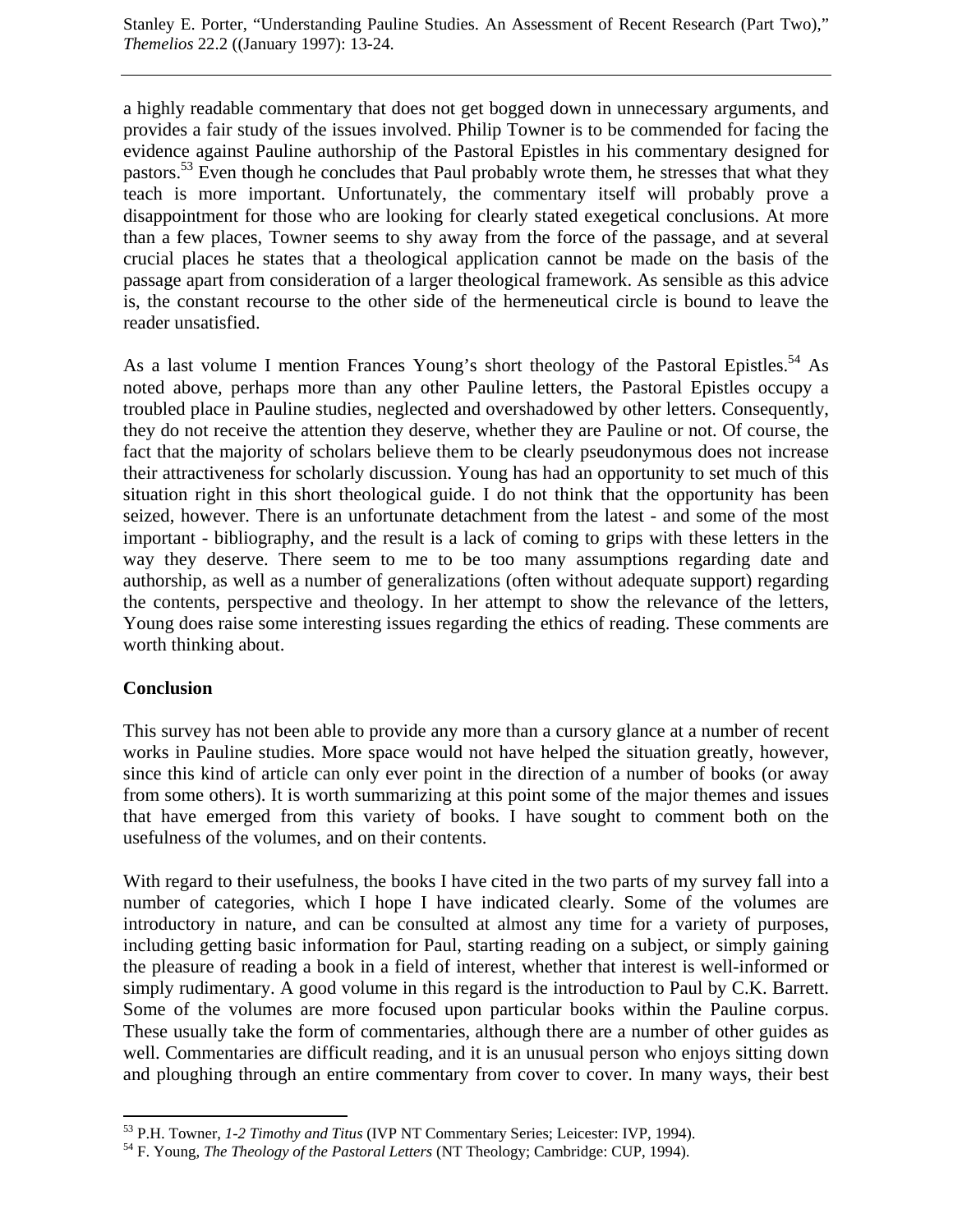a highly readable commentary that does not get bogged down in unnecessary arguments, and provides a fair study of the issues involved. Philip Towner is to be commended for facing the evidence against Pauline authorship of the Pastoral Epistles in his commentary designed for pastors.[53] Even though he concludes that Paul probably wrote them, he stresses that what they teach is more important. Unfortunately, the commentary itself will probably prove a disappointment for those who are looking for clearly stated exegetical conclusions. At more than a few places, Towner seems to shy away from the force of the passage, and at several crucial places he states that a theological application cannot be made on the basis of the passage apart from consideration of a larger theological framework. As sensible as this advice is, the constant recourse to the other side of the hermeneutical circle is bound to leave the reader unsatisfied.

As a last volume I mention Frances Young's short theology of the Pastoral Epistles.[54] As noted above, perhaps more than any other Pauline letters, the Pastoral Epistles occupy a troubled place in Pauline studies, neglected and overshadowed by other letters. Consequently, they do not receive the attention they deserve, whether they are Pauline or not. Of course, the fact that the majority of scholars believe them to be clearly pseudonymous does not increase their attractiveness for scholarly discussion. Young has had an opportunity to set much of this situation right in this short theological guide. I do not think that the opportunity has been seized, however. There is an unfortunate detachment from the latest - and some of the most important - bibliography, and the result is a lack of coming to grips with these letters in the way they deserve. There seem to me to be too many assumptions regarding date and authorship, as well as a number of generalizations (often without adequate support) regarding the contents, perspective and theology. In her attempt to show the relevance of the letters, Young does raise some interesting issues regarding the ethics of reading. These comments are worth thinking about.

**Conclusion**

This survey has not been able to provide any more than a cursory glance at a number of recent works in Pauline studies. More space would not have helped the situation greatly, however, since this kind of article can only ever point in the direction of a number of books (or away from some others). It is worth summarizing at this point some of the major themes and issues that have emerged from this variety of books. I have sought to comment both on the usefulness of the volumes, and on their contents.

With regard to their usefulness, the books I have cited in the two parts of my survey fall into a number of categories, which I hope I have indicated clearly. Some of the volumes are introductory in nature, and can be consulted at almost any time for a variety of purposes, including getting basic information for Paul, starting reading on a subject, or simply gaining the pleasure of reading a book in a field of interest, whether that interest is well-informed or simply rudimentary. A good volume in this regard is the introduction to Paul by C.K. Barrett. Some of the volumes are more focused upon particular books within the Pauline corpus. These usually take the form of commentaries, although there are a number of other guides as well. Commentaries are difficult reading, and it is an unusual person who enjoys sitting down and ploughing through an entire commentary from cover to cover. In many ways, their best

---

[53] P.H. Towner, *1-2 Timothy and Titus* (IVP NT Commentary Series; Leicester: IVP, 1994).

[54] F. Young, *The Theology of the Pastoral Letters* (NT Theology; Cambridge: CUP, 1994).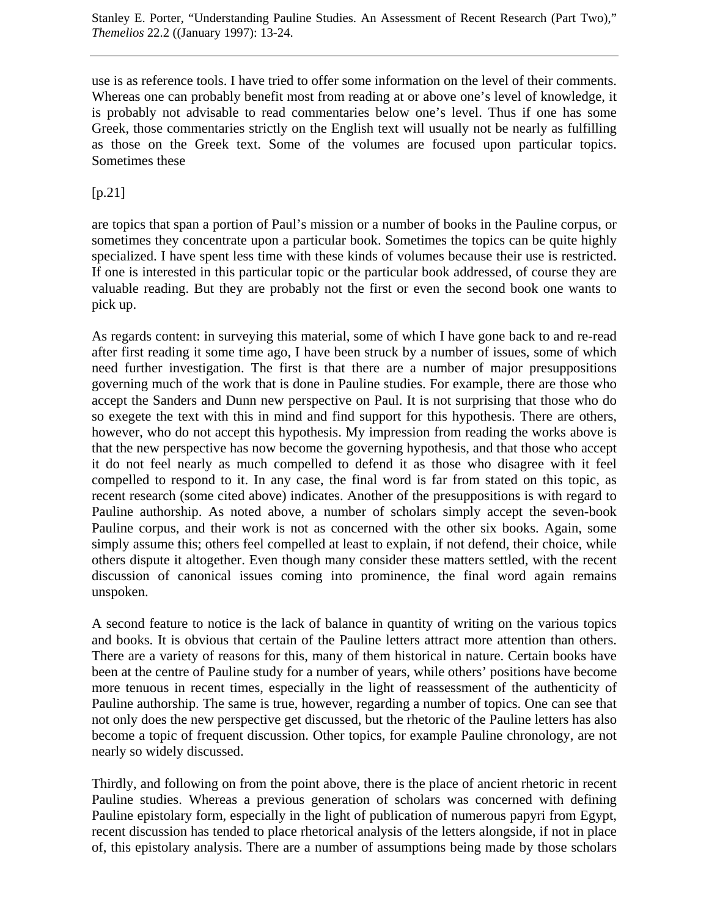use is as reference tools. I have tried to offer some information on the level of their comments. Whereas one can probably benefit most from reading at or above one's level of knowledge, it is probably not advisable to read commentaries below one's level. Thus if one has some Greek, those commentaries strictly on the English text will usually not be nearly as fulfilling as those on the Greek text. Some of the volumes are focused upon particular topics. Sometimes these

[p.21]

are topics that span a portion of Paul's mission or a number of books in the Pauline corpus, or sometimes they concentrate upon a particular book. Sometimes the topics can be quite highly specialized. I have spent less time with these kinds of volumes because their use is restricted. If one is interested in this particular topic or the particular book addressed, of course they are valuable reading. But they are probably not the first or even the second book one wants to pick up.

As regards content: in surveying this material, some of which I have gone back to and re-read after first reading it some time ago, I have been struck by a number of issues, some of which need further investigation. The first is that there are a number of major presuppositions governing much of the work that is done in Pauline studies. For example, there are those who accept the Sanders and Dunn new perspective on Paul. It is not surprising that those who do so exegete the text with this in mind and find support for this hypothesis. There are others, however, who do not accept this hypothesis. My impression from reading the works above is that the new perspective has now become the governing hypothesis, and that those who accept it do not feel nearly as much compelled to defend it as those who disagree with it feel compelled to respond to it. In any case, the final word is far from stated on this topic, as recent research (some cited above) indicates. Another of the presuppositions is with regard to Pauline authorship. As noted above, a number of scholars simply accept the seven-book Pauline corpus, and their work is not as concerned with the other six books. Again, some simply assume this; others feel compelled at least to explain, if not defend, their choice, while others dispute it altogether. Even though many consider these matters settled, with the recent discussion of canonical issues coming into prominence, the final word again remains unspoken.

A second feature to notice is the lack of balance in quantity of writing on the various topics and books. It is obvious that certain of the Pauline letters attract more attention than others. There are a variety of reasons for this, many of them historical in nature. Certain books have been at the centre of Pauline study for a number of years, while others' positions have become more tenuous in recent times, especially in the light of reassessment of the authenticity of Pauline authorship. The same is true, however, regarding a number of topics. One can see that not only does the new perspective get discussed, but the rhetoric of the Pauline letters has also become a topic of frequent discussion. Other topics, for example Pauline chronology, are not nearly so widely discussed.

Thirdly, and following on from the point above, there is the place of ancient rhetoric in recent Pauline studies. Whereas a previous generation of scholars was concerned with defining Pauline epistolary form, especially in the light of publication of numerous papyri from Egypt, recent discussion has tended to place rhetorical analysis of the letters alongside, if not in place of, this epistolary analysis. There are a number of assumptions being made by those scholars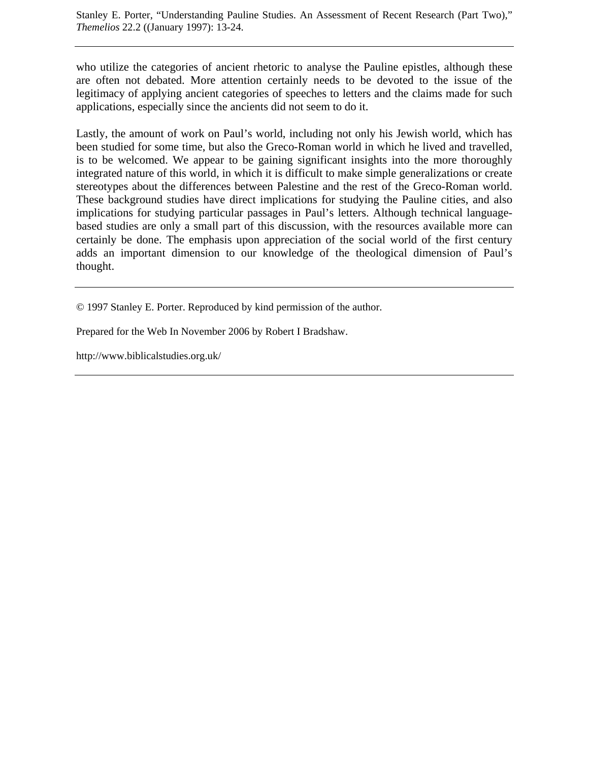who utilize the categories of ancient rhetoric to analyse the Pauline epistles, although these are often not debated. More attention certainly needs to be devoted to the issue of the legitimacy of applying ancient categories of speeches to letters and the claims made for such applications, especially since the ancients did not seem to do it.

Lastly, the amount of work on Paul's world, including not only his Jewish world, which has been studied for some time, but also the Greco-Roman world in which he lived and travelled, is to be welcomed. We appear to be gaining significant insights into the more thoroughly integrated nature of this world, in which it is difficult to make simple generalizations or create stereotypes about the differences between Palestine and the rest of the Greco-Roman world. These background studies have direct implications for studying the Pauline cities, and also implications for studying particular passages in Paul's letters. Although technical language-based studies are only a small part of this discussion, with the resources available more can certainly be done. The emphasis upon appreciation of the social world of the first century adds an important dimension to our knowledge of the theological dimension of Paul's thought.

---

© 1997 Stanley E. Porter. Reproduced by kind permission of the author.

Prepared for the Web In November 2006 by Robert I Bradshaw.

http://www.biblicalstudies.org.uk/